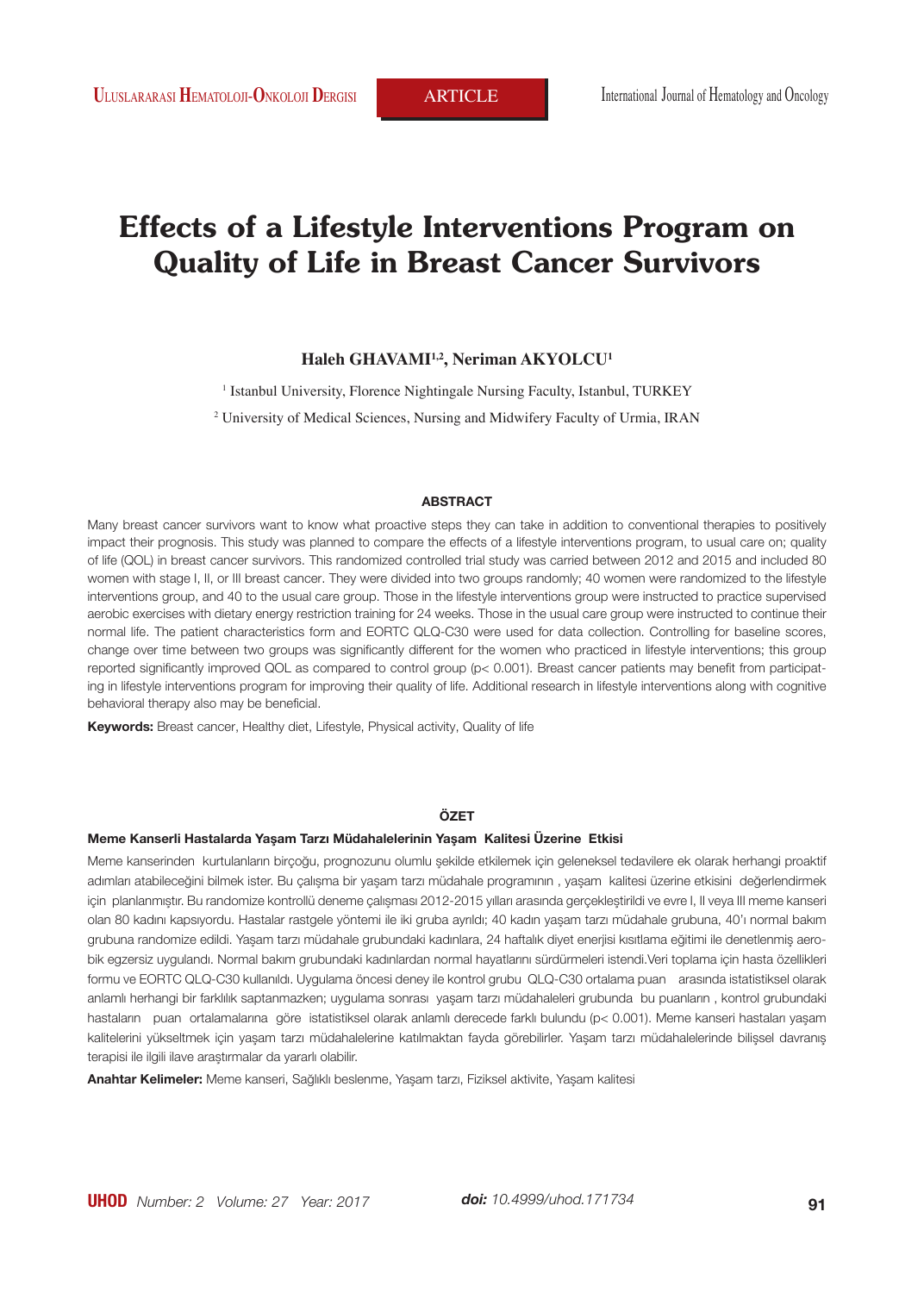ARTICLE

# Effects of a Lifestyle Interventions Program on Quality of Life in Breast Cancer Survivors

**Haleh GHAVAMI[1,2], Neriman AKYOLCU[1]**

[1] Istanbul University, Florence Nightingale Nursing Faculty, Istanbul, TURKEY

[2] University of Medical Sciences, Nursing and Midwifery Faculty of Urmia, IRAN

## ABSTRACT

Many breast cancer survivors want to know what proactive steps they can take in addition to conventional therapies to positively impact their prognosis. This study was planned to compare the effects of a lifestyle interventions program, to usual care on; quality of life (QOL) in breast cancer survivors. This randomized controlled trial study was carried between 2012 and 2015 and included 80 women with stage I, II, or III breast cancer. They were divided into two groups randomly; 40 women were randomized to the lifestyle interventions group, and 40 to the usual care group. Those in the lifestyle interventions group were instructed to practice supervised aerobic exercises with dietary energy restriction training for 24 weeks. Those in the usual care group were instructed to continue their normal life. The patient characteristics form and EORTC QLQ-C30 were used for data collection. Controlling for baseline scores, change over time between two groups was significantly different for the women who practiced in lifestyle interventions; this group reported significantly improved QOL as compared to control group ($p< 0.001$). Breast cancer patients may benefit from participating in lifestyle interventions program for improving their quality of life. Additional research in lifestyle interventions along with cognitive behavioral therapy also may be beneficial.

**Keywords:** Breast cancer, Healthy diet, Lifestyle, Physical activity, Quality of life

## ÖZET

### Meme Kanserli Hastalarda Yaşam Tarzı Müdahalelerinin Yaşam Kalitesi Üzerine Etkisi

Meme kanserinden kurtulanların birçoğu, prognozunu olumlu şekilde etkilemek için geleneksel tedavilere ek olarak herhangi proaktif adımları atabileceğini bilmek ister. Bu çalışma bir yaşam tarzı müdahale programının , yaşam kalitesi üzerine etkisini değerlendirmek için planlanmıştır. Bu randomize kontrollü deneme çalışması 2012-2015 yılları arasında gerçekleştirildi ve evre I, II veya III meme kanseri olan 80 kadını kapsıyordu. Hastalar rastgele yöntemi ile iki gruba ayrıldı; 40 kadın yaşam tarzı müdahale grubuna, 40'ı normal bakım grubuna randomize edildi. Yaşam tarzı müdahale grubundaki kadınlara, 24 haftalık diyet enerjisi kısıtlama eğitimi ile denetlenmiş aerobik egzersiz uygulandı. Normal bakım grubundaki kadınlardan normal hayatlarını sürdürmeleri istendi.Veri toplama için hasta özellikleri formu ve EORTC QLQ-C30 kullanıldı. Uygulama öncesi deney ile kontrol grubu QLQ-C30 ortalama puan arasında istatistiksel olarak anlamlı herhangi bir farklılık saptanmazken; uygulama sonrası yaşam tarzı müdahaleleri grubunda bu puanların , kontrol grubundaki hastaların puan ortalamalarına göre istatistiksel olarak anlamlı derecede farklı bulundu ($p< 0.001$). Meme kanseri hastaları yaşam kalitelerini yükseltmek için yaşam tarzı müdahalelerine katılmaktan fayda görebilirler. Yaşam tarzı müdahalelerinde bilişsel davranış terapisi ile ilgili ilave araştırmalar da yararlı olabilir.

**Anahtar Kelimeler:** Meme kanseri, Sağlıklı beslenme, Yaşam tarzı, Fiziksel aktivite, Yaşam kalitesi

*doi: 10.4999/uhod.171734*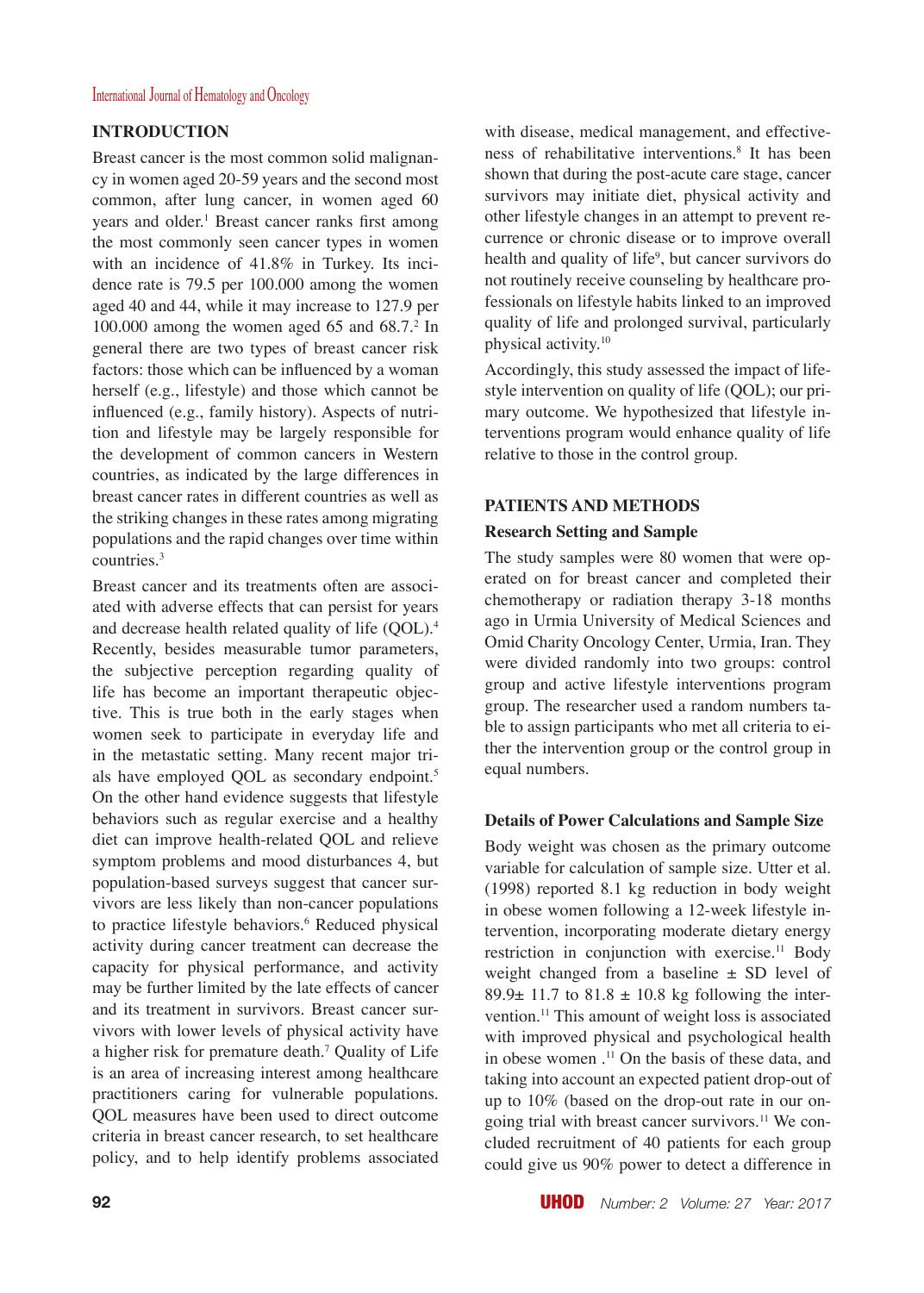## INTRODUCTION

Breast cancer is the most common solid malignancy in women aged 20-59 years and the second most common, after lung cancer, in women aged 60 years and older.[1] Breast cancer ranks first among the most commonly seen cancer types in women with an incidence of 41.8% in Turkey. Its incidence rate is 79.5 per 100.000 among the women aged 40 and 44, while it may increase to 127.9 per 100.000 among the women aged 65 and 68.7.[2] In general there are two types of breast cancer risk factors: those which can be influenced by a woman herself (e.g., lifestyle) and those which cannot be influenced (e.g., family history). Aspects of nutrition and lifestyle may be largely responsible for the development of common cancers in Western countries, as indicated by the large differences in breast cancer rates in different countries as well as the striking changes in these rates among migrating populations and the rapid changes over time within countries.[3]

Breast cancer and its treatments often are associated with adverse effects that can persist for years and decrease health related quality of life (QOL).[4] Recently, besides measurable tumor parameters, the subjective perception regarding quality of life has become an important therapeutic objective. This is true both in the early stages when women seek to participate in everyday life and in the metastatic setting. Many recent major trials have employed QOL as secondary endpoint.[5] On the other hand evidence suggests that lifestyle behaviors such as regular exercise and a healthy diet can improve health-related QOL and relieve symptom problems and mood disturbances 4, but population-based surveys suggest that cancer survivors are less likely than non-cancer populations to practice lifestyle behaviors.[6] Reduced physical activity during cancer treatment can decrease the capacity for physical performance, and activity may be further limited by the late effects of cancer and its treatment in survivors. Breast cancer survivors with lower levels of physical activity have a higher risk for premature death.[7] Quality of Life is an area of increasing interest among healthcare practitioners caring for vulnerable populations. QOL measures have been used to direct outcome criteria in breast cancer research, to set healthcare policy, and to help identify problems associated with disease, medical management, and effectiveness of rehabilitative interventions.[8] It has been shown that during the post-acute care stage, cancer survivors may initiate diet, physical activity and other lifestyle changes in an attempt to prevent recurrence or chronic disease or to improve overall health and quality of life[9], but cancer survivors do not routinely receive counseling by healthcare professionals on lifestyle habits linked to an improved quality of life and prolonged survival, particularly physical activity.[10]

Accordingly, this study assessed the impact of lifestyle intervention on quality of life (QOL); our primary outcome. We hypothesized that lifestyle interventions program would enhance quality of life relative to those in the control group.

## PATIENTS AND METHODS

### Research Setting and Sample

The study samples were 80 women that were operated on for breast cancer and completed their chemotherapy or radiation therapy 3-18 months ago in Urmia University of Medical Sciences and Omid Charity Oncology Center, Urmia, Iran. They were divided randomly into two groups: control group and active lifestyle interventions program group. The researcher used a random numbers table to assign participants who met all criteria to either the intervention group or the control group in equal numbers.

### Details of Power Calculations and Sample Size

Body weight was chosen as the primary outcome variable for calculation of sample size. Utter et al. (1998) reported 8.1 kg reduction in body weight in obese women following a 12-week lifestyle intervention, incorporating moderate dietary energy restriction in conjunction with exercise.[11] Body weight changed from a baseline ± SD level of 89.9± 11.7 to 81.8 ± 10.8 kg following the intervention.[11] This amount of weight loss is associated with improved physical and psychological health in obese women .[11] On the basis of these data, and taking into account an expected patient drop-out of up to 10% (based on the drop-out rate in our ongoing trial with breast cancer survivors.[11] We concluded recruitment of 40 patients for each group could give us 90% power to detect a difference in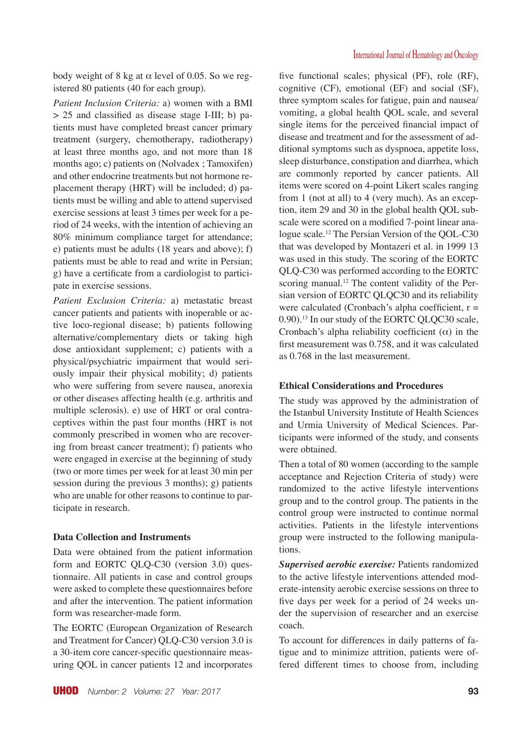body weight of 8 kg at $\alpha$ level of 0.05. So we registered 80 patients (40 for each group).

*Patient Inclusion Criteria:* a) women with a BMI > 25 and classified as disease stage I-III; b) patients must have completed breast cancer primary treatment (surgery, chemotherapy, radiotherapy) at least three months ago, and not more than 18 months ago; c) patients on (Nolvadex ; Tamoxifen) and other endocrine treatments but not hormone replacement therapy (HRT) will be included; d) patients must be willing and able to attend supervised exercise sessions at least 3 times per week for a period of 24 weeks, with the intention of achieving an 80% minimum compliance target for attendance; e) patients must be adults (18 years and above); f) patients must be able to read and write in Persian; g) have a certificate from a cardiologist to participate in exercise sessions.

*Patient Exclusion Criteria:* a) metastatic breast cancer patients and patients with inoperable or active loco-regional disease; b) patients following alternative/complementary diets or taking high dose antioxidant supplement; c) patients with a physical/psychiatric impairment that would seriously impair their physical mobility; d) patients who were suffering from severe nausea, anorexia or other diseases affecting health (e.g. arthritis and multiple sclerosis). e) use of HRT or oral contraceptives within the past four months (HRT is not commonly prescribed in women who are recovering from breast cancer treatment); f) patients who were engaged in exercise at the beginning of study (two or more times per week for at least 30 min per session during the previous 3 months); g) patients who are unable for other reasons to continue to participate in research.

## Data Collection and Instruments

Data were obtained from the patient information form and EORTC QLQ-C30 (version 3.0) questionnaire. All patients in case and control groups were asked to complete these questionnaires before and after the intervention. The patient information form was researcher-made form.

The EORTC (European Organization of Research and Treatment for Cancer) QLQ-C30 version 3.0 is a 30-item core cancer-specific questionnaire measuring QOL in cancer patients 12 and incorporates five functional scales; physical (PF), role (RF), cognitive (CF), emotional (EF) and social (SF), three symptom scales for fatigue, pain and nausea/vomiting, a global health QOL scale, and several single items for the perceived financial impact of disease and treatment and for the assessment of additional symptoms such as dyspnoea, appetite loss, sleep disturbance, constipation and diarrhea, which are commonly reported by cancer patients. All items were scored on 4-point Likert scales ranging from 1 (not at all) to 4 (very much). As an exception, item 29 and 30 in the global health QOL subscale were scored on a modified 7-point linear analogue scale.[12] The Persian Version of the QOL-C30 that was developed by Montazeri et al. in 1999 13 was used in this study. The scoring of the EORTC QLQ-C30 was performed according to the EORTC scoring manual.[12] The content validity of the Persian version of EORTC QLQC30 and its reliability were calculated (Cronbach's alpha coefficient, r = 0.90).[13] In our study of the EORTC QLQC30 scale, Cronbach's alpha reliability coefficient ($\alpha$) in the first measurement was 0.758, and it was calculated as 0.768 in the last measurement.

## Ethical Considerations and Procedures

The study was approved by the administration of the Istanbul University Institute of Health Sciences and Urmia University of Medical Sciences. Participants were informed of the study, and consents were obtained.

Then a total of 80 women (according to the sample acceptance and Rejection Criteria of study) were randomized to the active lifestyle interventions group and to the control group. The patients in the control group were instructed to continue normal activities. Patients in the lifestyle interventions group were instructed to the following manipulations.

***Supervised aerobic exercise:*** Patients randomized to the active lifestyle interventions attended moderate-intensity aerobic exercise sessions on three to five days per week for a period of 24 weeks under the supervision of researcher and an exercise coach.

To account for differences in daily patterns of fatigue and to minimize attrition, patients were offered different times to choose from, including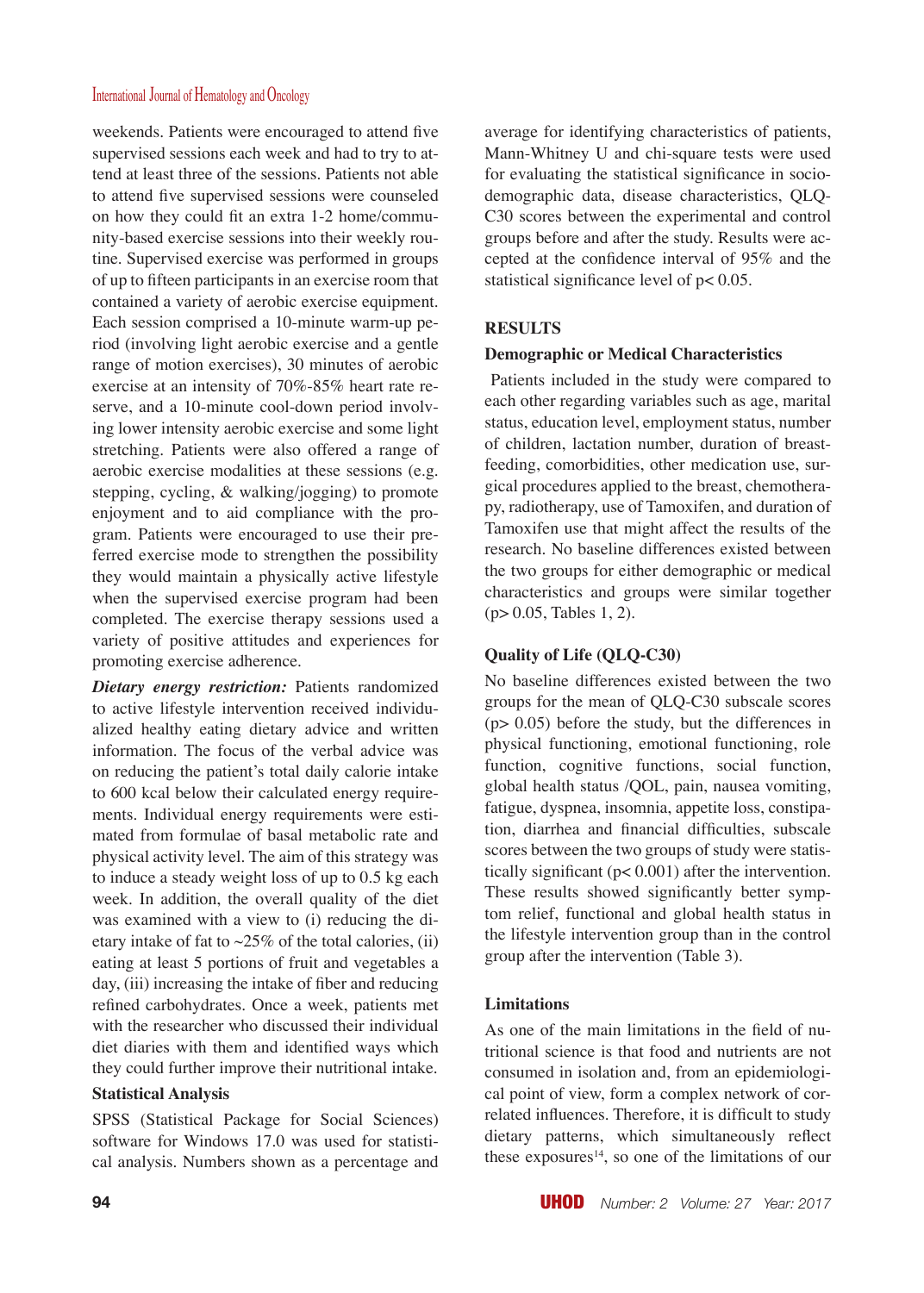weekends. Patients were encouraged to attend five supervised sessions each week and had to try to attend at least three of the sessions. Patients not able to attend five supervised sessions were counseled on how they could fit an extra 1-2 home/community-based exercise sessions into their weekly routine. Supervised exercise was performed in groups of up to fifteen participants in an exercise room that contained a variety of aerobic exercise equipment. Each session comprised a 10-minute warm-up period (involving light aerobic exercise and a gentle range of motion exercises), 30 minutes of aerobic exercise at an intensity of 70%-85% heart rate reserve, and a 10-minute cool-down period involving lower intensity aerobic exercise and some light stretching. Patients were also offered a range of aerobic exercise modalities at these sessions (e.g. stepping, cycling, & walking/jogging) to promote enjoyment and to aid compliance with the program. Patients were encouraged to use their preferred exercise mode to strengthen the possibility they would maintain a physically active lifestyle when the supervised exercise program had been completed. The exercise therapy sessions used a variety of positive attitudes and experiences for promoting exercise adherence.

***Dietary energy restriction:*** Patients randomized to active lifestyle intervention received individualized healthy eating dietary advice and written information. The focus of the verbal advice was on reducing the patient's total daily calorie intake to 600 kcal below their calculated energy requirements. Individual energy requirements were estimated from formulae of basal metabolic rate and physical activity level. The aim of this strategy was to induce a steady weight loss of up to 0.5 kg each week. In addition, the overall quality of the diet was examined with a view to (i) reducing the dietary intake of fat to ~25% of the total calories, (ii) eating at least 5 portions of fruit and vegetables a day, (iii) increasing the intake of fiber and reducing refined carbohydrates. Once a week, patients met with the researcher who discussed their individual diet diaries with them and identified ways which they could further improve their nutritional intake.

### Statistical Analysis

SPSS (Statistical Package for Social Sciences) software for Windows 17.0 was used for statistical analysis. Numbers shown as a percentage and average for identifying characteristics of patients, Mann-Whitney U and chi-square tests were used for evaluating the statistical significance in sociodemographic data, disease characteristics, QLQ-C30 scores between the experimental and control groups before and after the study. Results were accepted at the confidence interval of 95% and the statistical significance level of $p < 0.05$.

## RESULTS

### Demographic or Medical Characteristics

Patients included in the study were compared to each other regarding variables such as age, marital status, education level, employment status, number of children, lactation number, duration of breastfeeding, comorbidities, other medication use, surgical procedures applied to the breast, chemotherapy, radiotherapy, use of Tamoxifen, and duration of Tamoxifen use that might affect the results of the research. No baseline differences existed between the two groups for either demographic or medical characteristics and groups were similar together ($p > 0.05$, Tables 1, 2).

### Quality of Life (QLQ-C30)

No baseline differences existed between the two groups for the mean of QLQ-C30 subscale scores ($p > 0.05$) before the study, but the differences in physical functioning, emotional functioning, role function, cognitive functions, social function, global health status /QOL, pain, nausea vomiting, fatigue, dyspnea, insomnia, appetite loss, constipation, diarrhea and financial difficulties, subscale scores between the two groups of study were statistically significant ($p < 0.001$) after the intervention. These results showed significantly better symptom relief, functional and global health status in the lifestyle intervention group than in the control group after the intervention (Table 3).

### Limitations

As one of the main limitations in the field of nutritional science is that food and nutrients are not consumed in isolation and, from an epidemiological point of view, form a complex network of correlated influences. Therefore, it is difficult to study dietary patterns, which simultaneously reflect these exposures[14], so one of the limitations of our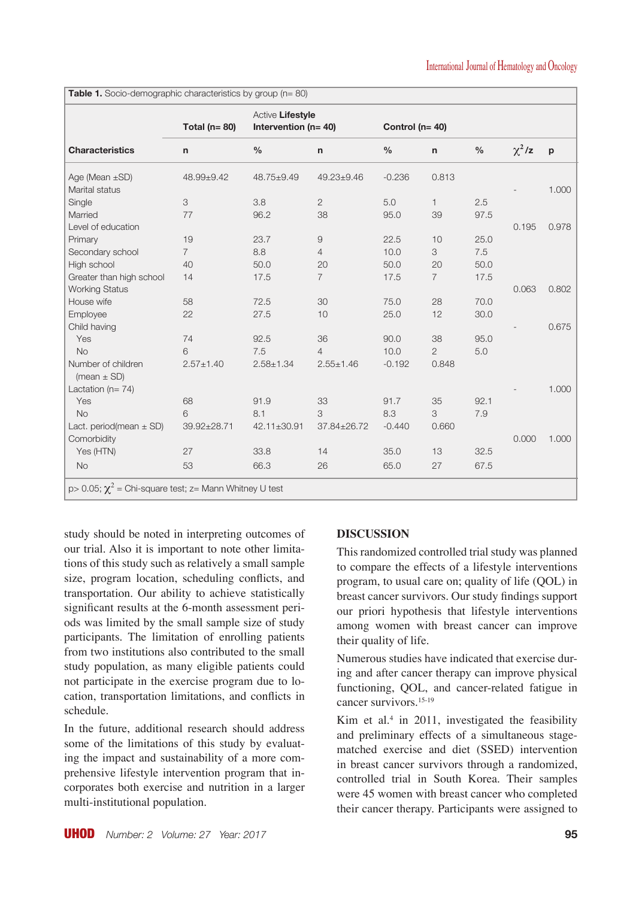**Table 1.** Socio-demographic characteristics by group (n= 80)

| Characteristics | Total (n= 80) | | Active **Lifestyle** Intervention (n= 40) | | Control (n= 40) | | $\chi^2$/z | p |
|---|---|---|---|---|---|---|---|---|
| | n | % | n | % | n | % | | |
| Age (Mean ±SD) | 48.99±9.42 | 48.75±9.49 | 49.23±9.46 | -0.236 | 0.813 | | | |
| Marital status | | | | | | | - | 1.000 |
| Single | 3 | 3.8 | 2 | 5.0 | 1 | 2.5 | | |
| Married | 77 | 96.2 | 38 | 95.0 | 39 | 97.5 | | |
| Level of education | | | | | | | 0.195 | 0.978 |
| Primary | 19 | 23.7 | 9 | 22.5 | 10 | 25.0 | | |
| Secondary school | 7 | 8.8 | 4 | 10.0 | 3 | 7.5 | | |
| High school | 40 | 50.0 | 20 | 50.0 | 20 | 50.0 | | |
| Greater than high school | 14 | 17.5 | 7 | 17.5 | 7 | 17.5 | | |
| Working Status | | | | | | | 0.063 | 0.802 |
| House wife | 58 | 72.5 | 30 | 75.0 | 28 | 70.0 | | |
| Employee | 22 | 27.5 | 10 | 25.0 | 12 | 30.0 | | |
| Child having | | | | | | | - | 0.675 |
| Yes | 74 | 92.5 | 36 | 90.0 | 38 | 95.0 | | |
| No | 6 | 7.5 | 4 | 10.0 | 2 | 5.0 | | |
| Number of children (mean ± SD) | 2.57±1.40 | 2.58±1.34 | 2.55±1.46 | -0.192 | 0.848 | | | |
| Lactation (n= 74) | | | | | | | - | 1.000 |
| Yes | 68 | 91.9 | 33 | 91.7 | 35 | 92.1 | | |
| No | 6 | 8.1 | 3 | 8.3 | 3 | 7.9 | | |
| Lact. period(mean ± SD) | 39.92±28.71 | 42.11±30.91 | 37.84±26.72 | -0.440 | 0.660 | | | |
| Comorbidity | | | | | | | 0.000 | 1.000 |
| Yes (HTN) | 27 | 33.8 | 14 | 35.0 | 13 | 32.5 | | |
| No | 53 | 66.3 | 26 | 65.0 | 27 | 67.5 | | |

p> 0.05; $\chi^2$ = Chi-square test; z= Mann Whitney U test

study should be noted in interpreting outcomes of our trial. Also it is important to note other limitations of this study such as relatively a small sample size, program location, scheduling conflicts, and transportation. Our ability to achieve statistically significant results at the 6-month assessment periods was limited by the small sample size of study participants. The limitation of enrolling patients from two institutions also contributed to the small study population, as many eligible patients could not participate in the exercise program due to location, transportation limitations, and conflicts in schedule.

In the future, additional research should address some of the limitations of this study by evaluating the impact and sustainability of a more comprehensive lifestyle intervention program that incorporates both exercise and nutrition in a larger multi-institutional population.

## DISCUSSION

This randomized controlled trial study was planned to compare the effects of a lifestyle interventions program, to usual care on; quality of life (QOL) in breast cancer survivors. Our study findings support our priori hypothesis that lifestyle interventions among women with breast cancer can improve their quality of life.

Numerous studies have indicated that exercise during and after cancer therapy can improve physical functioning, QOL, and cancer-related fatigue in cancer survivors.[15-19]

Kim et al.[4] in 2011, investigated the feasibility and preliminary effects of a simultaneous stage-matched exercise and diet (SSED) intervention in breast cancer survivors through a randomized, controlled trial in South Korea. Their samples were 45 women with breast cancer who completed their cancer therapy. Participants were assigned to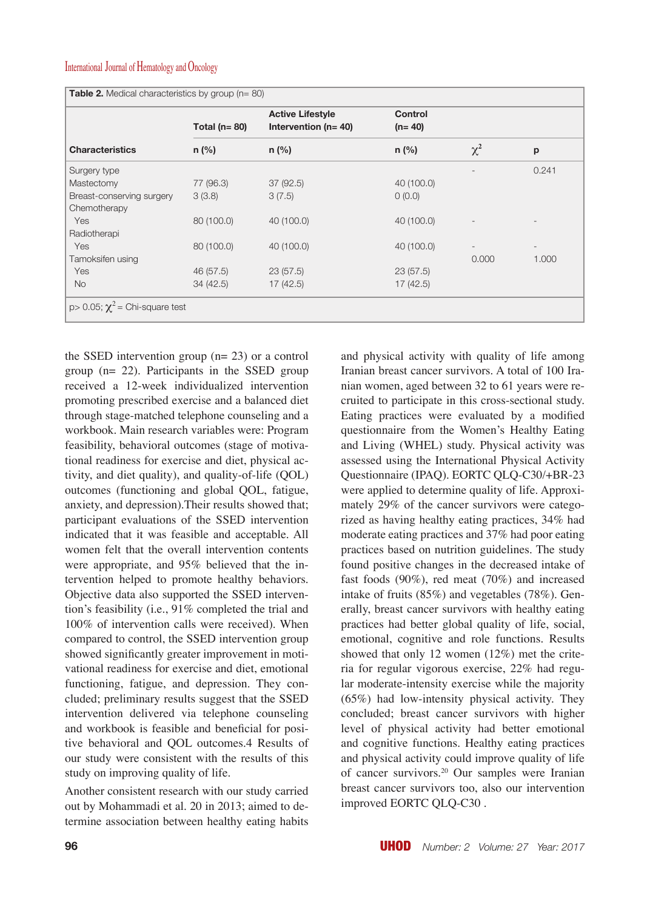**Table 2.** Medical characteristics by group (n= 80)

| Characteristics | Total (n= 80) n (%) | Active Lifestyle Intervention (n= 40) n (%) | Control (n= 40) n (%) | $\chi^2$ | p |
|---|---|---|---|---|---|
| Surgery type | | | | - | 0.241 |
| Mastectomy | 77 (96.3) | 37 (92.5) | 40 (100.0) | | |
| Breast-conserving surgery | 3 (3.8) | 3 (7.5) | 0 (0.0) | | |
| Chemotherapy | | | | | |
| Yes | 80 (100.0) | 40 (100.0) | 40 (100.0) | - | - |
| Radiotherapi | | | | | |
| Yes | 80 (100.0) | 40 (100.0) | 40 (100.0) | - | - |
| Tamoksifen using | | | | 0.000 | 1.000 |
| Yes | 46 (57.5) | 23 (57.5) | 23 (57.5) | | |
| No | 34 (42.5) | 17 (42.5) | 17 (42.5) | | |

p> 0.05; $\chi^2$ = Chi-square test

the SSED intervention group (n= 23) or a control group (n= 22). Participants in the SSED group received a 12-week individualized intervention promoting prescribed exercise and a balanced diet through stage-matched telephone counseling and a workbook. Main research variables were: Program feasibility, behavioral outcomes (stage of motivational readiness for exercise and diet, physical activity, and diet quality), and quality-of-life (QOL) outcomes (functioning and global QOL, fatigue, anxiety, and depression).Their results showed that; participant evaluations of the SSED intervention indicated that it was feasible and acceptable. All women felt that the overall intervention contents were appropriate, and 95% believed that the intervention helped to promote healthy behaviors. Objective data also supported the SSED intervention's feasibility (i.e., 91% completed the trial and 100% of intervention calls were received). When compared to control, the SSED intervention group showed significantly greater improvement in motivational readiness for exercise and diet, emotional functioning, fatigue, and depression. They concluded; preliminary results suggest that the SSED intervention delivered via telephone counseling and workbook is feasible and beneficial for positive behavioral and QOL outcomes.4 Results of our study were consistent with the results of this study on improving quality of life.

Another consistent research with our study carried out by Mohammadi et al. 20 in 2013; aimed to determine association between healthy eating habits and physical activity with quality of life among Iranian breast cancer survivors. A total of 100 Iranian women, aged between 32 to 61 years were recruited to participate in this cross-sectional study. Eating practices were evaluated by a modified questionnaire from the Women's Healthy Eating and Living (WHEL) study. Physical activity was assessed using the International Physical Activity Questionnaire (IPAQ). EORTC QLQ-C30/+BR-23 were applied to determine quality of life. Approximately 29% of the cancer survivors were categorized as having healthy eating practices, 34% had moderate eating practices and 37% had poor eating practices based on nutrition guidelines. The study found positive changes in the decreased intake of fast foods (90%), red meat (70%) and increased intake of fruits (85%) and vegetables (78%). Generally, breast cancer survivors with healthy eating practices had better global quality of life, social, emotional, cognitive and role functions. Results showed that only 12 women (12%) met the criteria for regular vigorous exercise, 22% had regular moderate-intensity exercise while the majority (65%) had low-intensity physical activity. They concluded; breast cancer survivors with higher level of physical activity had better emotional and cognitive functions. Healthy eating practices and physical activity could improve quality of life of cancer survivors.[20] Our samples were Iranian breast cancer survivors too, also our intervention improved EORTC QLQ-C30 .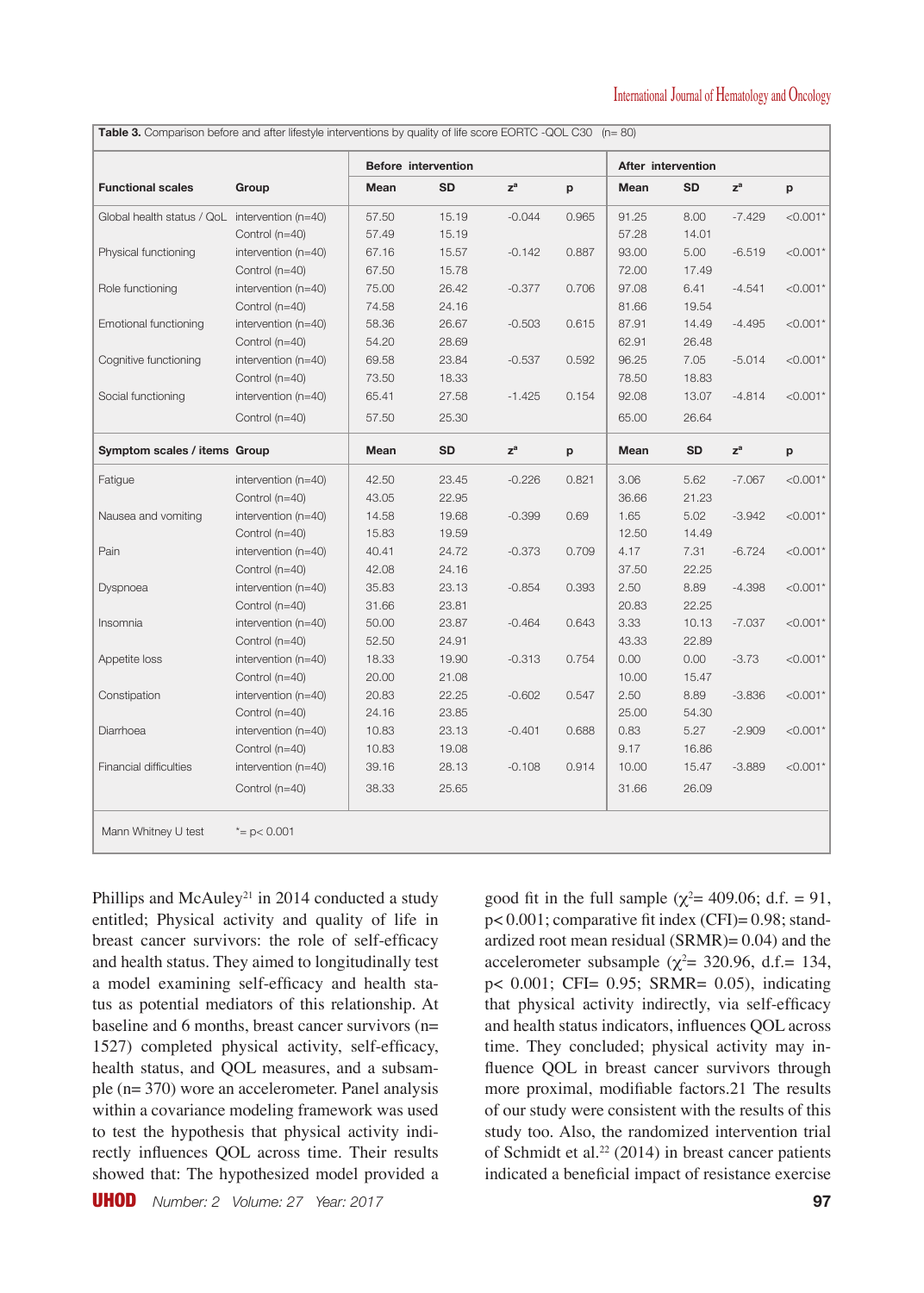**Table 3.** Comparison before and after lifestyle interventions by quality of life score EORTC -QOL C30 (n= 80)

| Functional scales | Group | Before intervention | | | | After intervention | | | |
|---|---|---|---|---|---|---|---|---|---|
| | | Mean | SD | z[a] | p | Mean | SD | z[a] | p |
| Global health status / QoL | intervention (n=40) | 57.50 | 15.19 | -0.044 | 0.965 | 91.25 | 8.00 | -7.429 | <0.001* |
| | Control (n=40) | 57.49 | 15.19 | | | 57.28 | 14.01 | | |
| Physical functioning | intervention (n=40) | 67.16 | 15.57 | -0.142 | 0.887 | 93.00 | 5.00 | -6.519 | <0.001* |
| | Control (n=40) | 67.50 | 15.78 | | | 72.00 | 17.49 | | |
| Role functioning | intervention (n=40) | 75.00 | 26.42 | -0.377 | 0.706 | 97.08 | 6.41 | -4.541 | <0.001* |
| | Control (n=40) | 74.58 | 24.16 | | | 81.66 | 19.54 | | |
| Emotional functioning | intervention (n=40) | 58.36 | 26.67 | -0.503 | 0.615 | 87.91 | 14.49 | -4.495 | <0.001* |
| | Control (n=40) | 54.20 | 28.69 | | | 62.91 | 26.48 | | |
| Cognitive functioning | intervention (n=40) | 69.58 | 23.84 | -0.537 | 0.592 | 96.25 | 7.05 | -5.014 | <0.001* |
| | Control (n=40) | 73.50 | 18.33 | | | 78.50 | 18.83 | | |
| Social functioning | intervention (n=40) | 65.41 | 27.58 | -1.425 | 0.154 | 92.08 | 13.07 | -4.814 | <0.001* |
| | Control (n=40) | 57.50 | 25.30 | | | 65.00 | 26.64 | | |
| **Symptom scales / items** | **Group** | **Mean** | **SD** | **z[a]** | **p** | **Mean** | **SD** | **z[a]** | **p** |
| Fatigue | intervention (n=40) | 42.50 | 23.45 | -0.226 | 0.821 | 3.06 | 5.62 | -7.067 | <0.001* |
| | Control (n=40) | 43.05 | 22.95 | | | 36.66 | 21.23 | | |
| Nausea and vomiting | intervention (n=40) | 14.58 | 19.68 | -0.399 | 0.69 | 1.65 | 5.02 | -3.942 | <0.001* |
| | Control (n=40) | 15.83 | 19.59 | | | 12.50 | 14.49 | | |
| Pain | intervention (n=40) | 40.41 | 24.72 | -0.373 | 0.709 | 4.17 | 7.31 | -6.724 | <0.001* |
| | Control (n=40) | 42.08 | 24.16 | | | 37.50 | 22.25 | | |
| Dyspnoea | intervention (n=40) | 35.83 | 23.13 | -0.854 | 0.393 | 2.50 | 8.89 | -4.398 | <0.001* |
| | Control (n=40) | 31.66 | 23.81 | | | 20.83 | 22.25 | | |
| Insomnia | intervention (n=40) | 50.00 | 23.87 | -0.464 | 0.643 | 3.33 | 10.13 | -7.037 | <0.001* |
| | Control (n=40) | 52.50 | 24.91 | | | 43.33 | 22.89 | | |
| Appetite loss | intervention (n=40) | 18.33 | 19.90 | -0.313 | 0.754 | 0.00 | 0.00 | -3.73 | <0.001* |
| | Control (n=40) | 20.00 | 21.08 | | | 10.00 | 15.47 | | |
| Constipation | intervention (n=40) | 20.83 | 22.25 | -0.602 | 0.547 | 2.50 | 8.89 | -3.836 | <0.001* |
| | Control (n=40) | 24.16 | 23.85 | | | 25.00 | 54.30 | | |
| Diarrhoea | intervention (n=40) | 10.83 | 23.13 | -0.401 | 0.688 | 0.83 | 5.27 | -2.909 | <0.001* |
| | Control (n=40) | 10.83 | 19.08 | | | 9.17 | 16.86 | | |
| Financial difficulties | intervention (n=40) | 39.16 | 28.13 | -0.108 | 0.914 | 10.00 | 15.47 | -3.889 | <0.001* |
| | Control (n=40) | 38.33 | 25.65 | | | 31.66 | 26.09 | | |

Mann Whitney U test *= p< 0.001

Phillips and McAuley[21] in 2014 conducted a study entitled; Physical activity and quality of life in breast cancer survivors: the role of self-efficacy and health status. They aimed to longitudinally test a model examining self-efficacy and health status as potential mediators of this relationship. At baseline and 6 months, breast cancer survivors (n= 1527) completed physical activity, self-efficacy, health status, and QOL measures, and a subsample (n= 370) wore an accelerometer. Panel analysis within a covariance modeling framework was used to test the hypothesis that physical activity indirectly influences QOL across time. Their results showed that: The hypothesized model provided a good fit in the full sample ($\chi^2$= 409.06; d.f. = 91, p< 0.001; comparative fit index (CFI)= 0.98; standardized root mean residual (SRMR)= 0.04) and the accelerometer subsample ($\chi^2$= 320.96, d.f.= 134, p< 0.001; CFI= 0.95; SRMR= 0.05), indicating that physical activity indirectly, via self-efficacy and health status indicators, influences QOL across time. They concluded; physical activity may influence QOL in breast cancer survivors through more proximal, modifiable factors.21 The results of our study were consistent with the results of this study too. Also, the randomized intervention trial of Schmidt et al.[22] (2014) in breast cancer patients indicated a beneficial impact of resistance exercise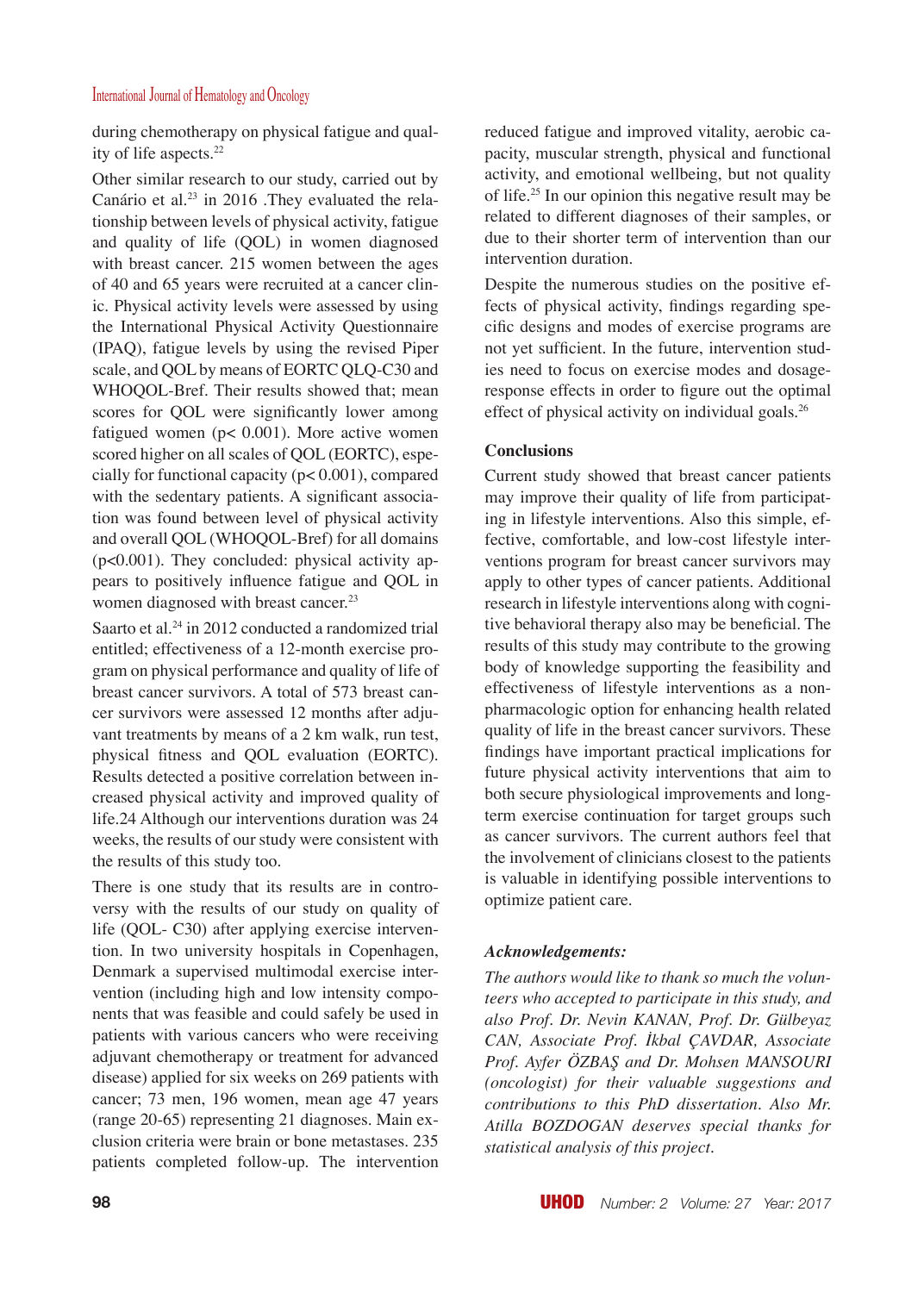during chemotherapy on physical fatigue and quality of life aspects.[22]

Other similar research to our study, carried out by Canário et al.[23] in 2016 .They evaluated the relationship between levels of physical activity, fatigue and quality of life (QOL) in women diagnosed with breast cancer. 215 women between the ages of 40 and 65 years were recruited at a cancer clinic. Physical activity levels were assessed by using the International Physical Activity Questionnaire (IPAQ), fatigue levels by using the revised Piper scale, and QOL by means of EORTC QLQ-C30 and WHOQOL-Bref. Their results showed that; mean scores for QOL were significantly lower among fatigued women ($p < 0.001$). More active women scored higher on all scales of QOL (EORTC), especially for functional capacity ($p < 0.001$), compared with the sedentary patients. A significant association was found between level of physical activity and overall QOL (WHOQOL-Bref) for all domains ($p<0.001$). They concluded: physical activity appears to positively influence fatigue and QOL in women diagnosed with breast cancer.[23]

Saarto et al.[24] in 2012 conducted a randomized trial entitled; effectiveness of a 12-month exercise program on physical performance and quality of life of breast cancer survivors. A total of 573 breast cancer survivors were assessed 12 months after adjuvant treatments by means of a 2 km walk, run test, physical fitness and QOL evaluation (EORTC). Results detected a positive correlation between increased physical activity and improved quality of life.24 Although our interventions duration was 24 weeks, the results of our study were consistent with the results of this study too.

There is one study that its results are in controversy with the results of our study on quality of life (QOL- C30) after applying exercise intervention. In two university hospitals in Copenhagen, Denmark a supervised multimodal exercise intervention (including high and low intensity components that was feasible and could safely be used in patients with various cancers who were receiving adjuvant chemotherapy or treatment for advanced disease) applied for six weeks on 269 patients with cancer; 73 men, 196 women, mean age 47 years (range 20-65) representing 21 diagnoses. Main exclusion criteria were brain or bone metastases. 235 patients completed follow-up. The intervention reduced fatigue and improved vitality, aerobic capacity, muscular strength, physical and functional activity, and emotional wellbeing, but not quality of life.[25] In our opinion this negative result may be related to different diagnoses of their samples, or due to their shorter term of intervention than our intervention duration.

Despite the numerous studies on the positive effects of physical activity, findings regarding specific designs and modes of exercise programs are not yet sufficient. In the future, intervention studies need to focus on exercise modes and dosage-response effects in order to figure out the optimal effect of physical activity on individual goals.[26]

## Conclusions

Current study showed that breast cancer patients may improve their quality of life from participating in lifestyle interventions. Also this simple, effective, comfortable, and low-cost lifestyle interventions program for breast cancer survivors may apply to other types of cancer patients. Additional research in lifestyle interventions along with cognitive behavioral therapy also may be beneficial. The results of this study may contribute to the growing body of knowledge supporting the feasibility and effectiveness of lifestyle interventions as a non-pharmacologic option for enhancing health related quality of life in the breast cancer survivors. These findings have important practical implications for future physical activity interventions that aim to both secure physiological improvements and long-term exercise continuation for target groups such as cancer survivors. The current authors feel that the involvement of clinicians closest to the patients is valuable in identifying possible interventions to optimize patient care.

### *Acknowledgements:*

*The authors would like to thank so much the volunteers who accepted to participate in this study, and also Prof. Dr. Nevin KANAN, Prof. Dr. Gülbeyaz CAN, Associate Prof. İkbal ÇAVDAR, Associate Prof. Ayfer ÖZBAŞ and Dr. Mohsen MANSOURI (oncologist) for their valuable suggestions and contributions to this PhD dissertation. Also Mr. Atilla BOZDOGAN deserves special thanks for statistical analysis of this project.*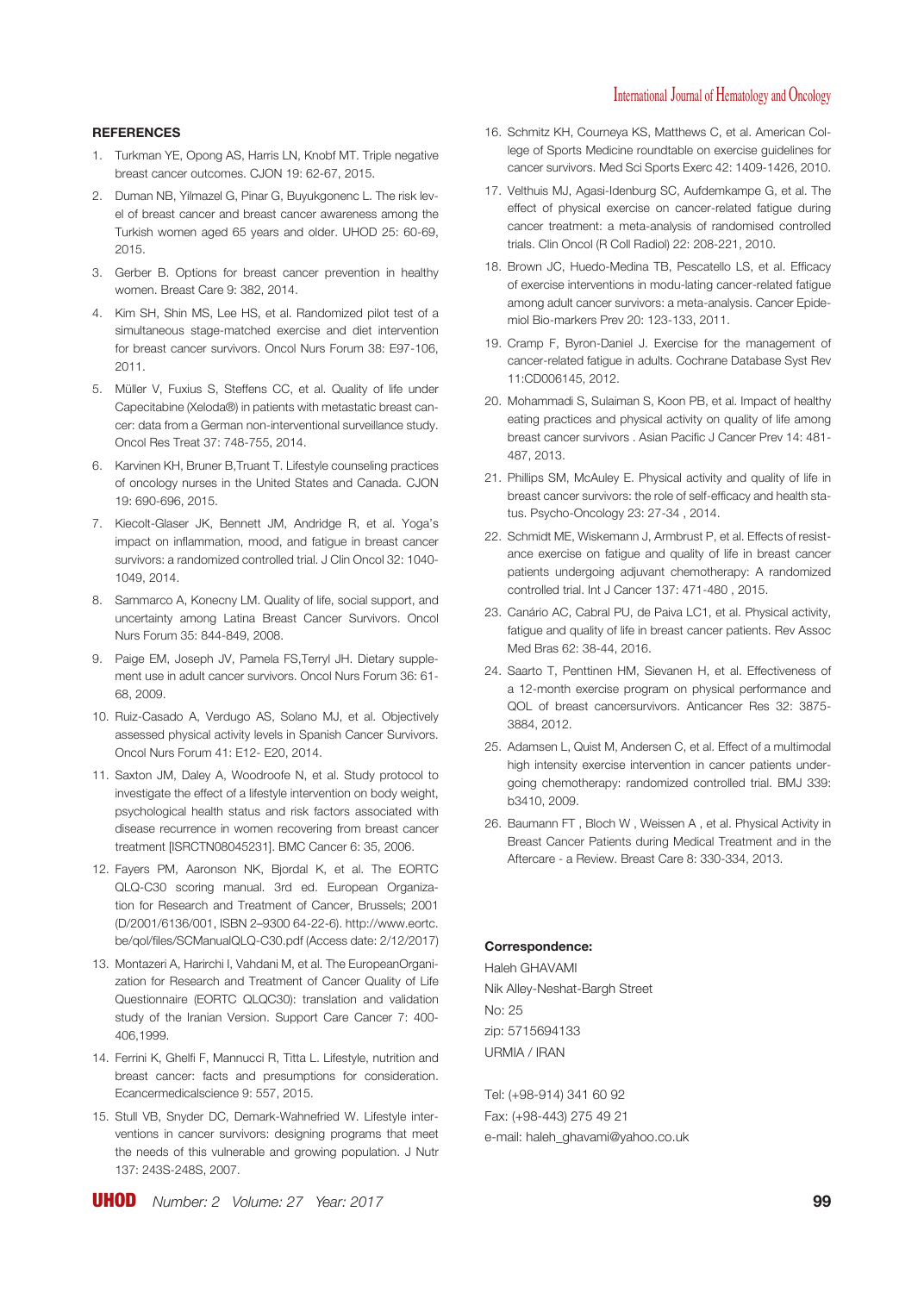## REFERENCES

1. Turkman YE, Opong AS, Harris LN, Knobf MT. Triple negative breast cancer outcomes. CJON 19: 62-67, 2015.
2. Duman NB, Yilmazel G, Pinar G, Buyukgonenc L. The risk level of breast cancer and breast cancer awareness among the Turkish women aged 65 years and older. UHOD 25: 60-69, 2015.
3. Gerber B. Options for breast cancer prevention in healthy women. Breast Care 9: 382, 2014.
4. Kim SH, Shin MS, Lee HS, et al. Randomized pilot test of a simultaneous stage-matched exercise and diet intervention for breast cancer survivors. Oncol Nurs Forum 38: E97-106, 2011.
5. Müller V, Fuxius S, Steffens CC, et al. Quality of life under Capecitabine (Xeloda®) in patients with metastatic breast cancer: data from a German non-interventional surveillance study. Oncol Res Treat 37: 748-755, 2014.
6. Karvinen KH, Bruner B,Truant T. Lifestyle counseling practices of oncology nurses in the United States and Canada. CJON 19: 690-696, 2015.
7. Kiecolt-Glaser JK, Bennett JM, Andridge R, et al. Yoga's impact on inflammation, mood, and fatigue in breast cancer survivors: a randomized controlled trial. J Clin Oncol 32: 1040-1049, 2014.
8. Sammarco A, Konecny LM. Quality of life, social support, and uncertainty among Latina Breast Cancer Survivors. Oncol Nurs Forum 35: 844-849, 2008.
9. Paige EM, Joseph JV, Pamela FS,Terryl JH. Dietary supplement use in adult cancer survivors. Oncol Nurs Forum 36: 61-68, 2009.
10. Ruiz-Casado A, Verdugo AS, Solano MJ, et al. Objectively assessed physical activity levels in Spanish Cancer Survivors. Oncol Nurs Forum 41: E12- E20, 2014.
11. Saxton JM, Daley A, Woodroofe N, et al. Study protocol to investigate the effect of a lifestyle intervention on body weight, psychological health status and risk factors associated with disease recurrence in women recovering from breast cancer treatment [ISRCTN08045231]. BMC Cancer 6: 35, 2006.
12. Fayers PM, Aaronson NK, Bjordal K, et al. The EORTC QLQ-C30 scoring manual. 3rd ed. European Organization for Research and Treatment of Cancer, Brussels; 2001 (D/2001/6136/001, ISBN 2–9300 64-22-6). http://www.eortc.be/qol/files/SCManualQLQ-C30.pdf (Access date: 2/12/2017)
13. Montazeri A, Harirchi I, Vahdani M, et al. The EuropeanOrganization for Research and Treatment of Cancer Quality of Life Questionnaire (EORTC QLQC30): translation and validation study of the Iranian Version. Support Care Cancer 7: 400-406,1999.
14. Ferrini K, Ghelfi F, Mannucci R, Titta L. Lifestyle, nutrition and breast cancer: facts and presumptions for consideration. Ecancermedicalscience 9: 557, 2015.
15. Stull VB, Snyder DC, Demark-Wahnefried W. Lifestyle interventions in cancer survivors: designing programs that meet the needs of this vulnerable and growing population. J Nutr 137: 243S-248S, 2007.
16. Schmitz KH, Courneya KS, Matthews C, et al. American College of Sports Medicine roundtable on exercise guidelines for cancer survivors. Med Sci Sports Exerc 42: 1409-1426, 2010.
17. Velthuis MJ, Agasi-Idenburg SC, Aufdemkampe G, et al. The effect of physical exercise on cancer-related fatigue during cancer treatment: a meta-analysis of randomised controlled trials. Clin Oncol (R Coll Radiol) 22: 208-221, 2010.
18. Brown JC, Huedo-Medina TB, Pescatello LS, et al. Efficacy of exercise interventions in modu-lating cancer-related fatigue among adult cancer survivors: a meta-analysis. Cancer Epidemiol Bio-markers Prev 20: 123-133, 2011.
19. Cramp F, Byron-Daniel J. Exercise for the management of cancer-related fatigue in adults. Cochrane Database Syst Rev 11:CD006145, 2012.
20. Mohammadi S, Sulaiman S, Koon PB, et al. Impact of healthy eating practices and physical activity on quality of life among breast cancer survivors . Asian Pacific J Cancer Prev 14: 481-487, 2013.
21. Phillips SM, McAuley E. Physical activity and quality of life in breast cancer survivors: the role of self-efficacy and health status. Psycho-Oncology 23: 27-34 , 2014.
22. Schmidt ME, Wiskemann J, Armbrust P, et al. Effects of resistance exercise on fatigue and quality of life in breast cancer patients undergoing adjuvant chemotherapy: A randomized controlled trial. Int J Cancer 137: 471-480 , 2015.
23. Canário AC, Cabral PU, de Paiva LC1, et al. Physical activity, fatigue and quality of life in breast cancer patients. Rev Assoc Med Bras 62: 38-44, 2016.
24. Saarto T, Penttinen HM, Sievanen H, et al. Effectiveness of a 12-month exercise program on physical performance and QOL of breast cancersurvivors. Anticancer Res 32: 3875-3884, 2012.
25. Adamsen L, Quist M, Andersen C, et al. Effect of a multimodal high intensity exercise intervention in cancer patients undergoing chemotherapy: randomized controlled trial. BMJ 339: b3410, 2009.
26. Baumann FT , Bloch W , Weissen A , et al. Physical Activity in Breast Cancer Patients during Medical Treatment and in the Aftercare - a Review. Breast Care 8: 330-334, 2013.

**Correspondence:**

Haleh GHAVAMI
Nik Alley-Neshat-Bargh Street
No: 25
zip: 5715694133
URMIA / IRAN

Tel: (+98-914) 341 60 92
Fax: (+98-443) 275 49 21
e-mail: haleh_ghavami@yahoo.co.uk